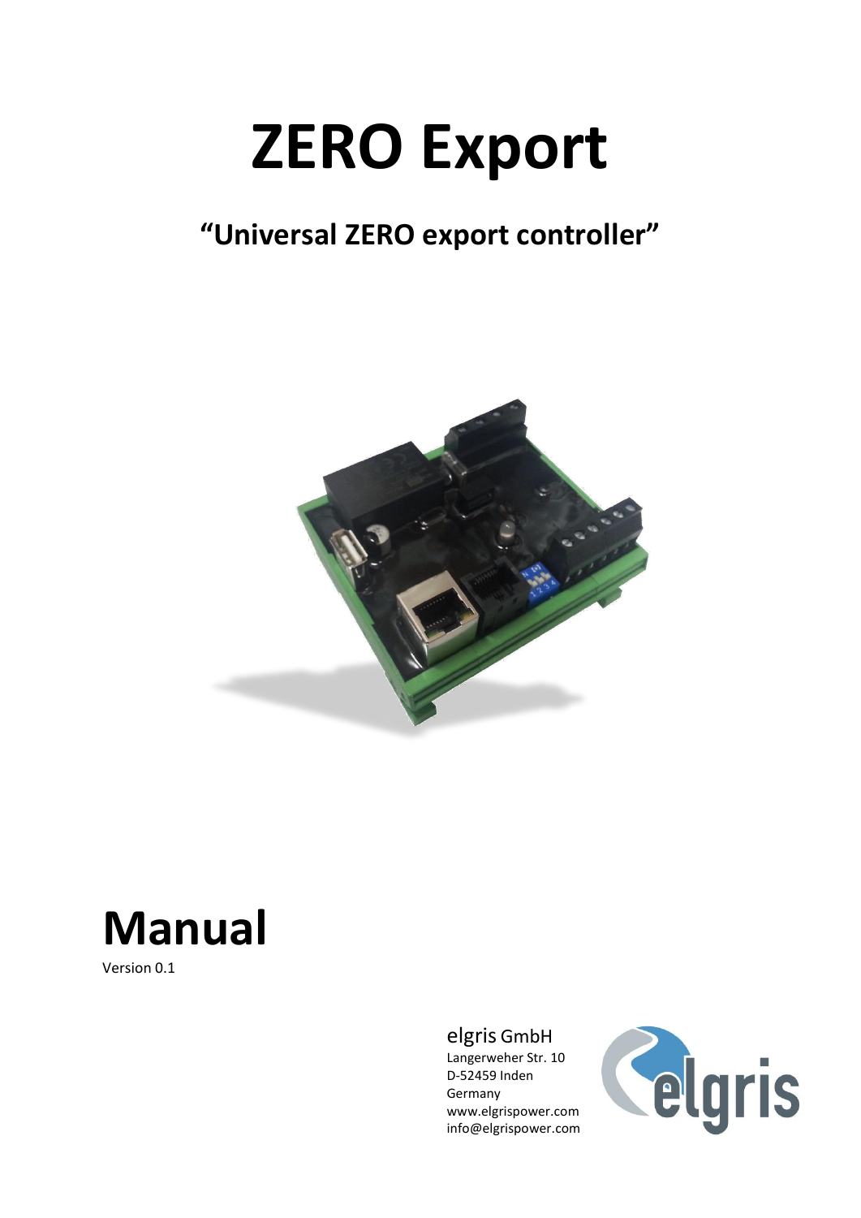# ZERO Export

## "Universal ZERO export controller"

# Manual

Version 0.1

elgris GmbH
Langerweher Str. 10
D-52459 Inden
Germany
www.elgrispower.com
info@elgrispower.com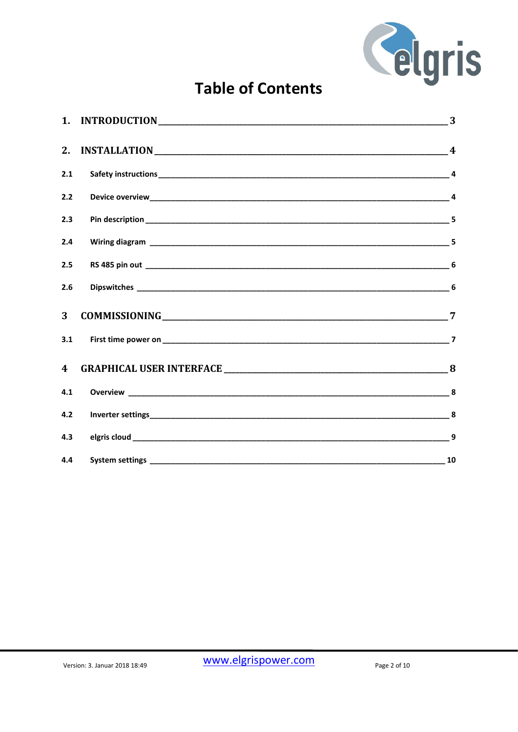# Table of Contents

**1. INTRODUCTION** ____ **3**

**2. INSTALLATION** ____ **4**

**2.1 Safety instructions** ____ **4**

**2.2 Device overview** ____ **4**

**2.3 Pin description** ____ **5**

**2.4 Wiring diagram** ____ **5**

**2.5 RS 485 pin out** ____ **6**

**2.6 Dipswitches** ____ **6**

**3 COMMISSIONING** ____ **7**

**3.1 First time power on** ____ **7**

**4 GRAPHICAL USER INTERFACE** ____ **8**

**4.1 Overview** ____ **8**

**4.2 Inverter settings** ____ **8**

**4.3 elgris cloud** ____ **9**

**4.4 System settings** ____ **10**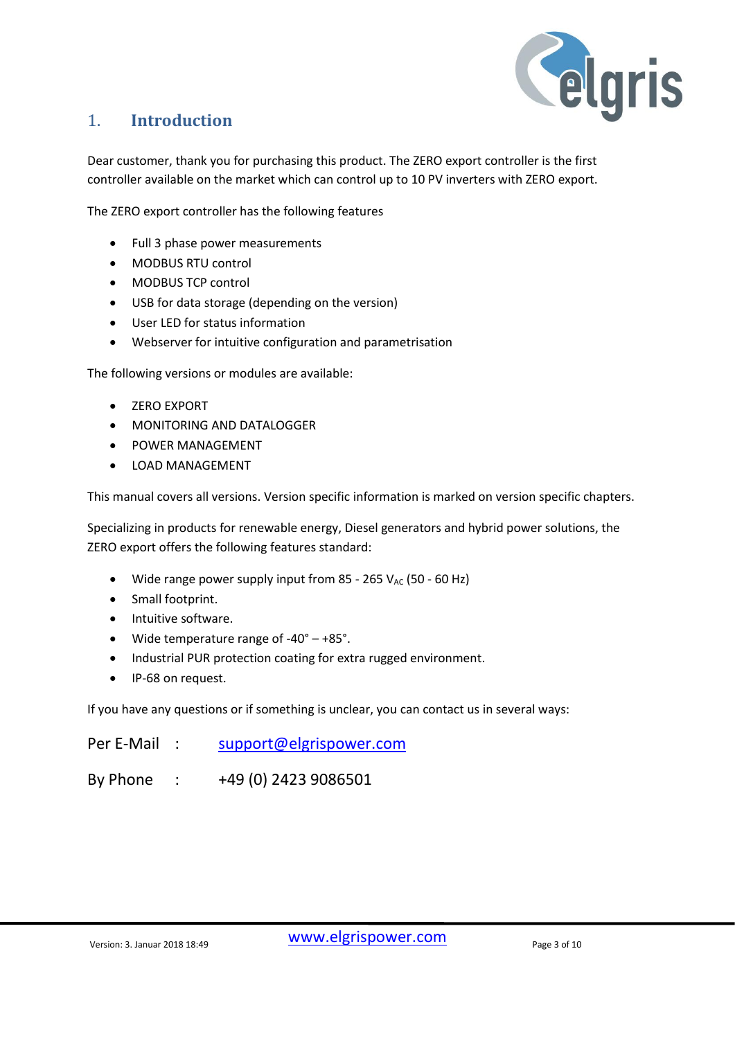# 1. Introduction

Dear customer, thank you for purchasing this product. The ZERO export controller is the first controller available on the market which can control up to 10 PV inverters with ZERO export.

The ZERO export controller has the following features

- Full 3 phase power measurements
- MODBUS RTU control
- MODBUS TCP control
- USB for data storage (depending on the version)
- User LED for status information
- Webserver for intuitive configuration and parametrisation

The following versions or modules are available:

- ZERO EXPORT
- MONITORING AND DATALOGGER
- POWER MANAGEMENT
- LOAD MANAGEMENT

This manual covers all versions. Version specific information is marked on version specific chapters.

Specializing in products for renewable energy, Diesel generators and hybrid power solutions, the ZERO export offers the following features standard:

- Wide range power supply input from 85 - 265 $V_{AC}$ (50 - 60 Hz)
- Small footprint.
- Intuitive software.
- Wide temperature range of -40° – +85°.
- Industrial PUR protection coating for extra rugged environment.
- IP-68 on request.

If you have any questions or if something is unclear, you can contact us in several ways:

Per E-Mail : support@elgrispower.com

By Phone : +49 (0) 2423 9086501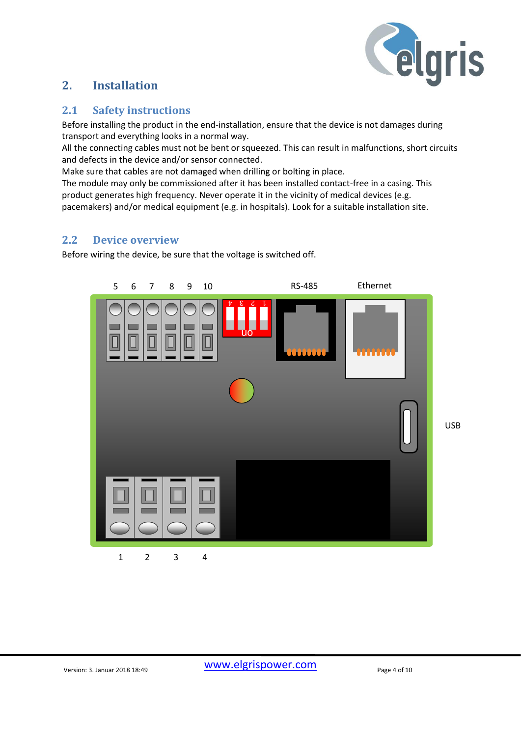# 2. Installation

## 2.1 Safety instructions

Before installing the product in the end-installation, ensure that the device is not damages during transport and everything looks in a normal way.
All the connecting cables must not be bent or squeezed. This can result in malfunctions, short circuits and defects in the device and/or sensor connected.
Make sure that cables are not damaged when drilling or bolting in place.
The module may only be commissioned after it has been installed contact-free in a casing. This product generates high frequency. Never operate it in the vicinity of medical devices (e.g. pacemakers) and/or medical equipment (e.g. in hospitals). Look for a suitable installation site.

## 2.2 Device overview

Before wiring the device, be sure that the voltage is switched off.

5 6 7 8 9 10 RS-485 Ethernet

USB

1 2 3 4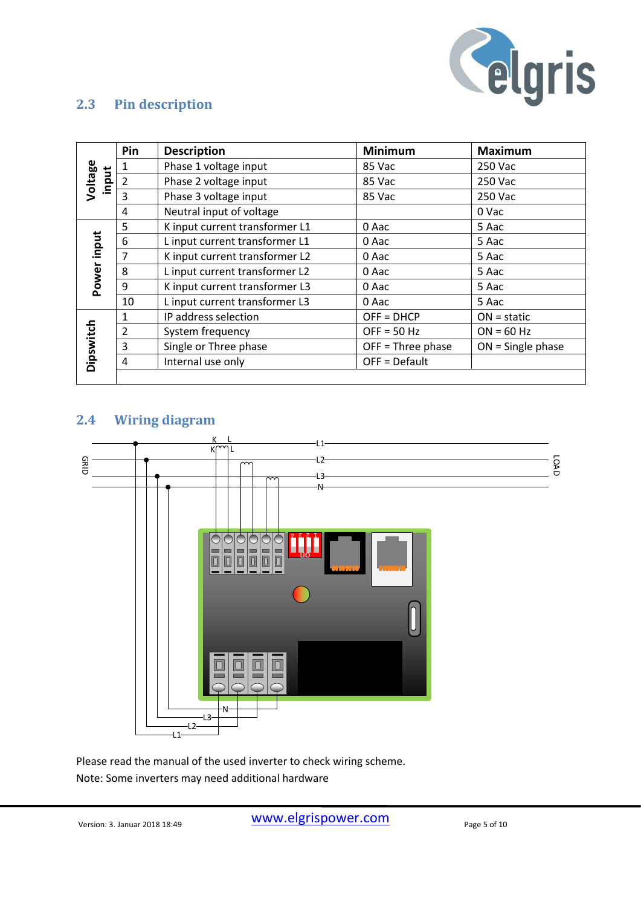## 2.3 Pin description

| | Pin | Description | Minimum | Maximum |
|---|---|---|---|---|
| Voltage input | 1 | Phase 1 voltage input | 85 Vac | 250 Vac |
| | 2 | Phase 2 voltage input | 85 Vac | 250 Vac |
| | 3 | Phase 3 voltage input | 85 Vac | 250 Vac |
| | 4 | Neutral input of voltage | | 0 Vac |
| Power input | 5 | K input current transformer L1 | 0 Aac | 5 Aac |
| | 6 | L input current transformer L1 | 0 Aac | 5 Aac |
| | 7 | K input current transformer L2 | 0 Aac | 5 Aac |
| | 8 | L input current transformer L2 | 0 Aac | 5 Aac |
| | 9 | K input current transformer L3 | 0 Aac | 5 Aac |
| | 10 | L input current transformer L3 | 0 Aac | 5 Aac |
| Dipswitch | 1 | IP address selection | OFF = DHCP | ON = static |
| | 2 | System frequency | OFF = 50 Hz | ON = 60 Hz |
| | 3 | Single or Three phase | OFF = Three phase | ON = Single phase |
| | 4 | Internal use only | OFF = Default | |

## 2.4 Wiring diagram

Please read the manual of the used inverter to check wiring scheme.

Note: Some inverters may need additional hardware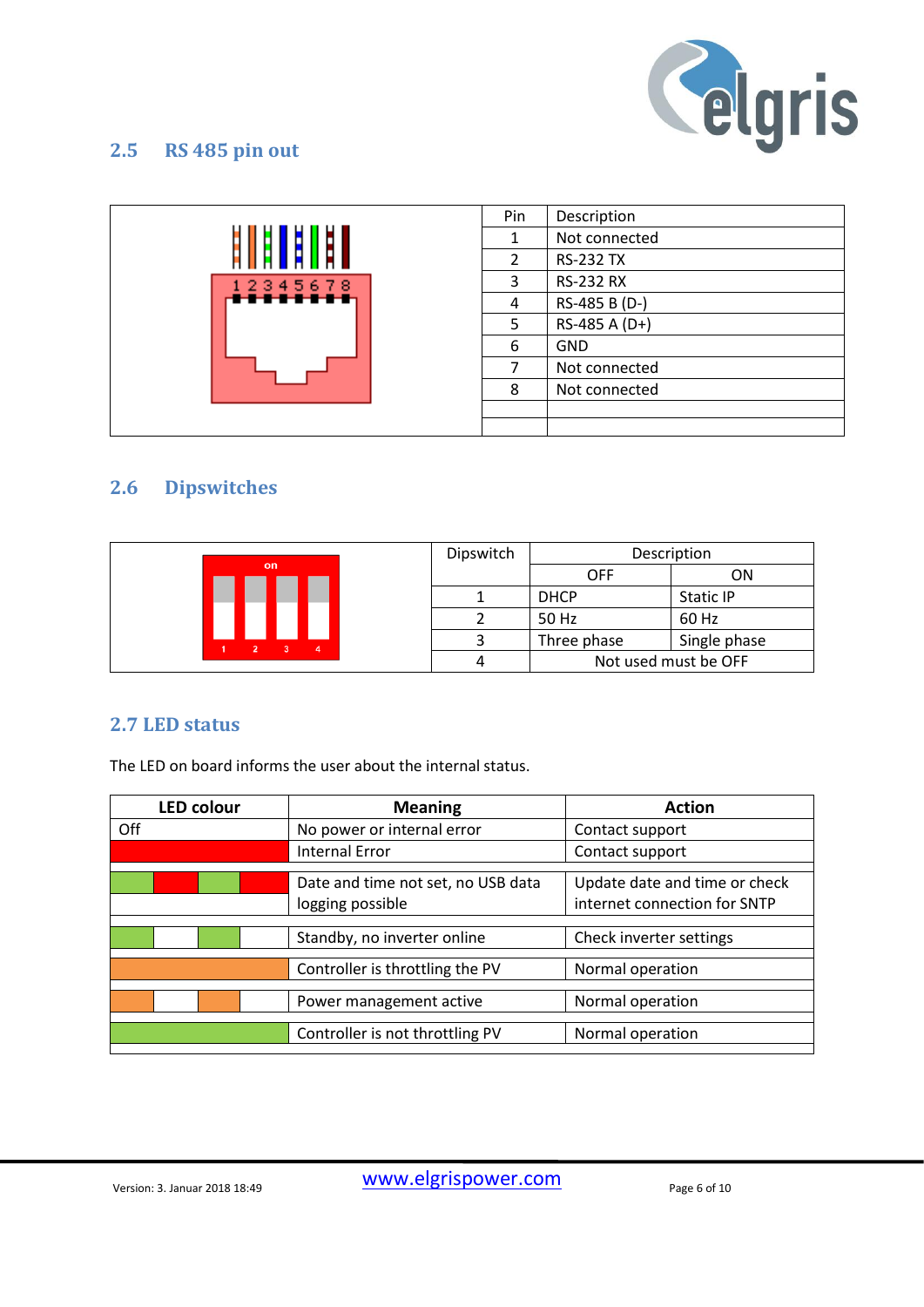## 2.5 RS 485 pin out

| Pin | Description |
|---|---|
| 1 | Not connected |
| 2 | RS-232 TX |
| 3 | RS-232 RX |
| 4 | RS-485 B (D-) |
| 5 | RS-485 A (D+) |
| 6 | GND |
| 7 | Not connected |
| 8 | Not connected |

## 2.6 Dipswitches

| Dipswitch | Description | |
|---|---|---|
| | OFF | ON |
| 1 | DHCP | Static IP |
| 2 | 50 Hz | 60 Hz |
| 3 | Three phase | Single phase |
| 4 | Not used must be OFF | |

## 2.7 LED status

The LED on board informs the user about the internal status.

| LED colour | Meaning | Action |
|---|---|---|
| Off | No power or internal error | Contact support |
| Red | Internal Error | Contact support |
| Green / Red blinking | Date and time not set, no USB data logging possible | Update date and time or check internet connection for SNTP |
| Green blinking | Standby, no inverter online | Check inverter settings |
| Orange | Controller is throttling the PV | Normal operation |
| Orange blinking | Power management active | Normal operation |
| Green | Controller is not throttling PV | Normal operation |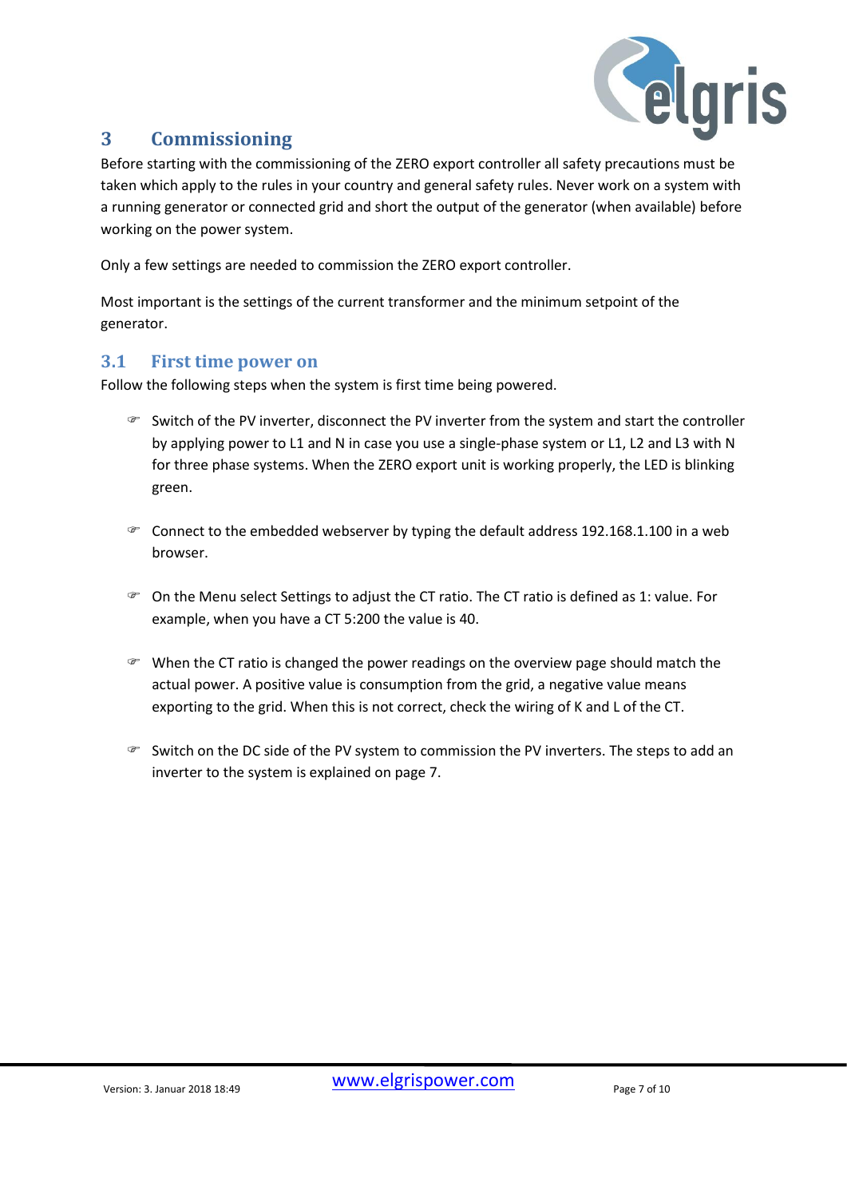## 3 Commissioning

Before starting with the commissioning of the ZERO export controller all safety precautions must be taken which apply to the rules in your country and general safety rules. Never work on a system with a running generator or connected grid and short the output of the generator (when available) before working on the power system.

Only a few settings are needed to commission the ZERO export controller.

Most important is the settings of the current transformer and the minimum setpoint of the generator.

### 3.1 First time power on

Follow the following steps when the system is first time being powered.

- Switch of the PV inverter, disconnect the PV inverter from the system and start the controller by applying power to L1 and N in case you use a single-phase system or L1, L2 and L3 with N for three phase systems. When the ZERO export unit is working properly, the LED is blinking green.

- Connect to the embedded webserver by typing the default address 192.168.1.100 in a web browser.

- On the Menu select Settings to adjust the CT ratio. The CT ratio is defined as 1: value. For example, when you have a CT 5:200 the value is 40.

- When the CT ratio is changed the power readings on the overview page should match the actual power. A positive value is consumption from the grid, a negative value means exporting to the grid. When this is not correct, check the wiring of K and L of the CT.

- Switch on the DC side of the PV system to commission the PV inverters. The steps to add an inverter to the system is explained on page 7.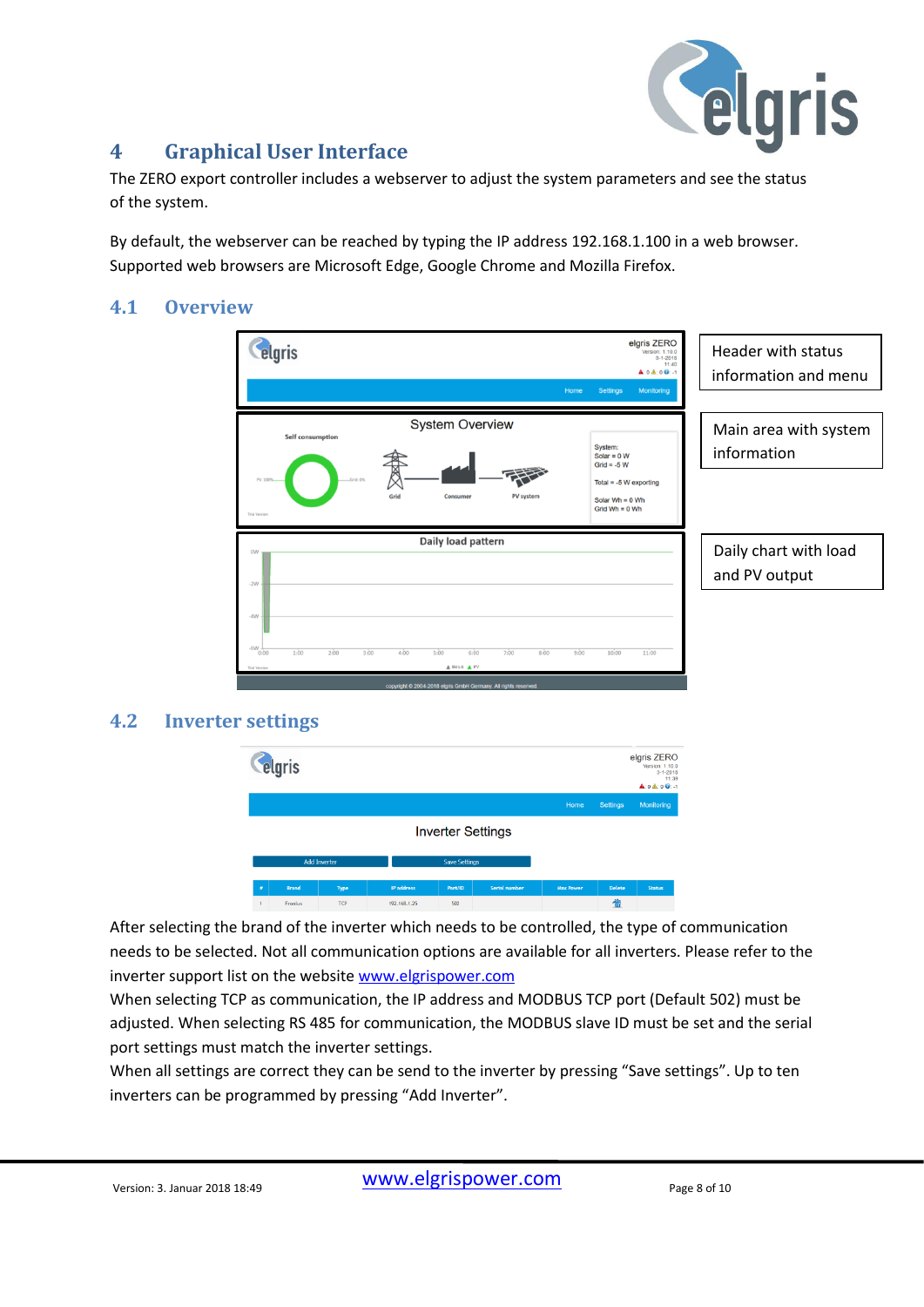# 4 Graphical User Interface

The ZERO export controller includes a webserver to adjust the system parameters and see the status of the system.

By default, the webserver can be reached by typing the IP address 192.168.1.100 in a web browser. Supported web browsers are Microsoft Edge, Google Chrome and Mozilla Firefox.

## 4.1 Overview

Header with status information and menu

Main area with system information

Daily chart with load and PV output

## 4.2 Inverter settings

After selecting the brand of the inverter which needs to be controlled, the type of communication needs to be selected. Not all communication options are available for all inverters. Please refer to the inverter support list on the website www.elgrispower.com

When selecting TCP as communication, the IP address and MODBUS TCP port (Default 502) must be adjusted. When selecting RS 485 for communication, the MODBUS slave ID must be set and the serial port settings must match the inverter settings.

When all settings are correct they can be send to the inverter by pressing "Save settings". Up to ten inverters can be programmed by pressing "Add Inverter".

Version: 3. Januar 2018 18:49 www.elgrispower.com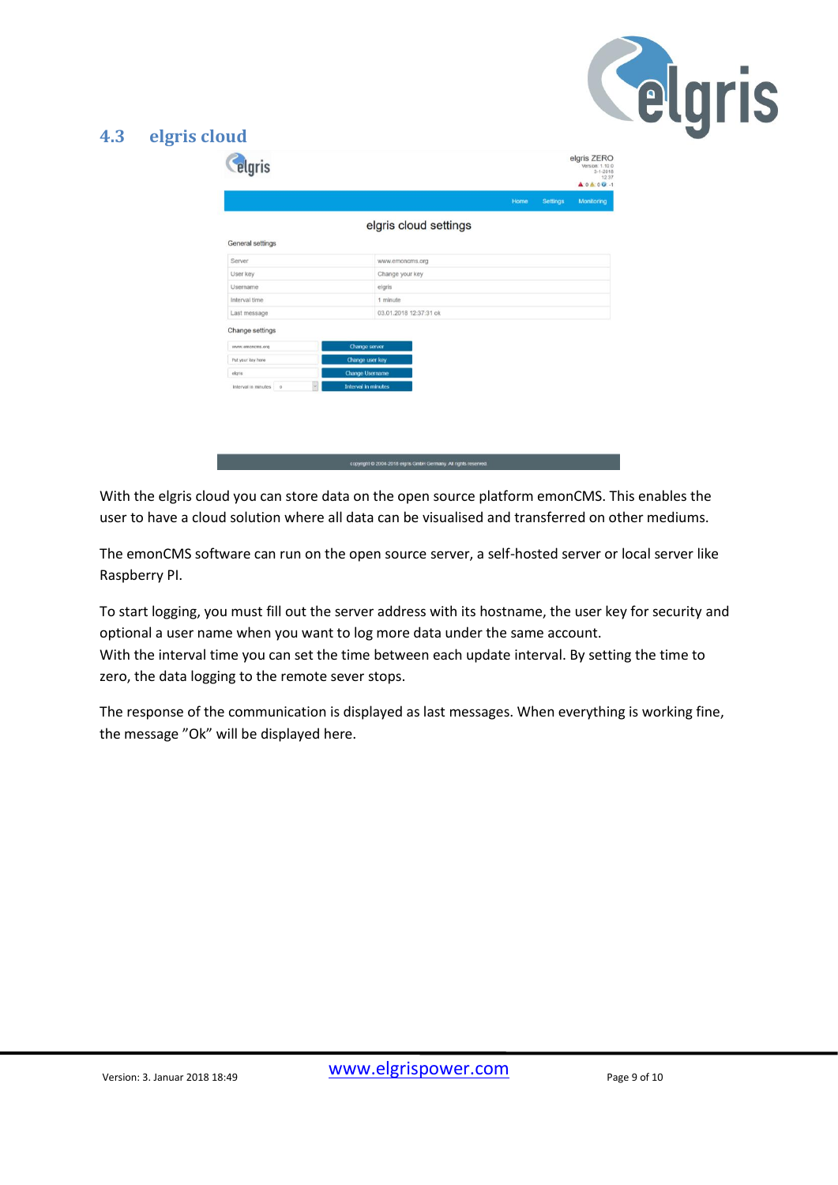## 4.3 elgris cloud

With the elgris cloud you can store data on the open source platform emonCMS. This enables the user to have a cloud solution where all data can be visualised and transferred on other mediums.

The emonCMS software can run on the open source server, a self-hosted server or local server like Raspberry PI.

To start logging, you must fill out the server address with its hostname, the user key for security and optional a user name when you want to log more data under the same account.
With the interval time you can set the time between each update interval. By setting the time to zero, the data logging to the remote sever stops.

The response of the communication is displayed as last messages. When everything is working fine, the message ”Ok” will be displayed here.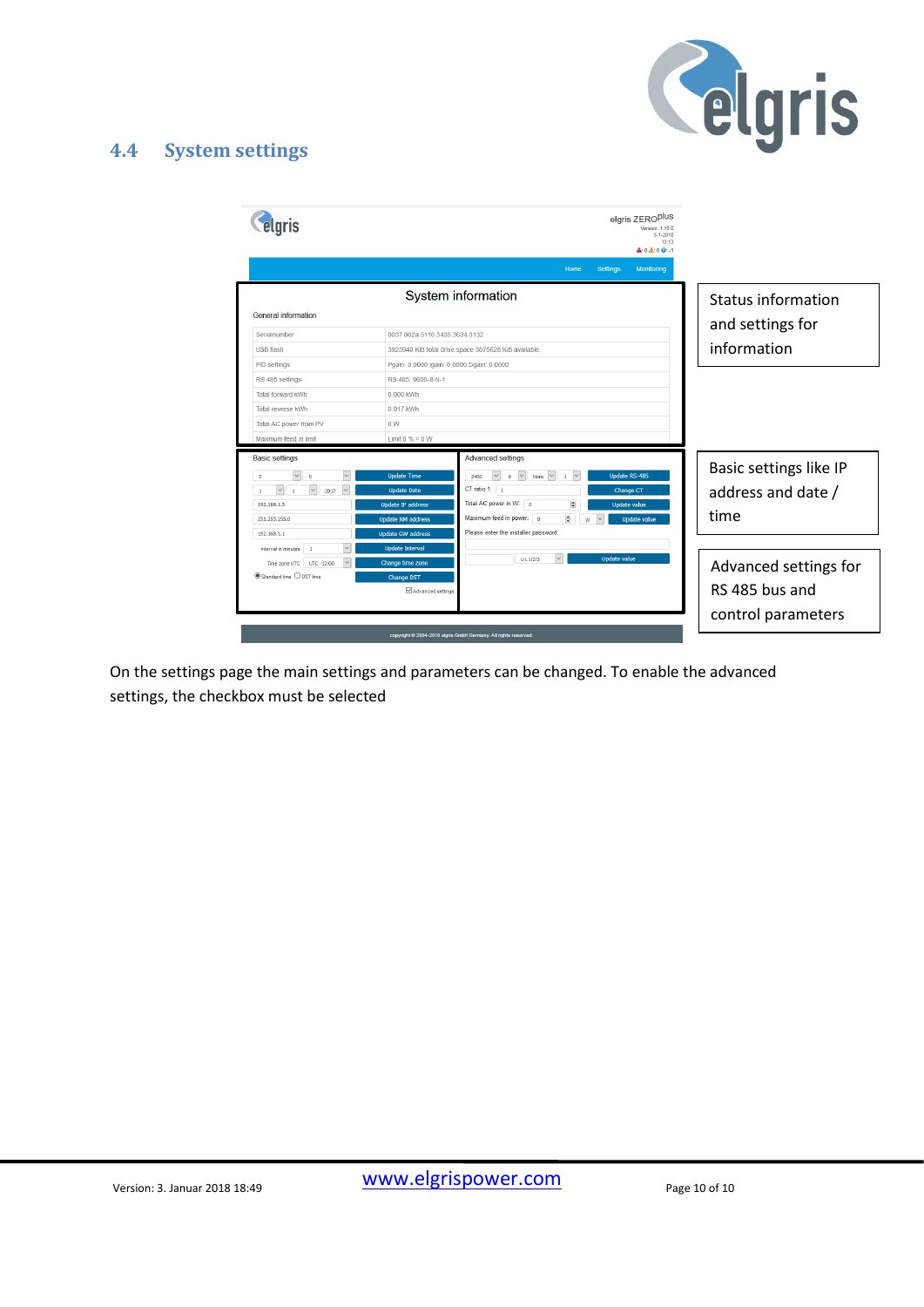## 4.4 System settings

Status information and settings for information

Basic settings like IP address and date / time

Advanced settings for RS 485 bus and control parameters

On the settings page the main settings and parameters can be changed. To enable the advanced settings, the checkbox must be selected

Version: 3. Januar 2018 18:49 www.elgrispower.com